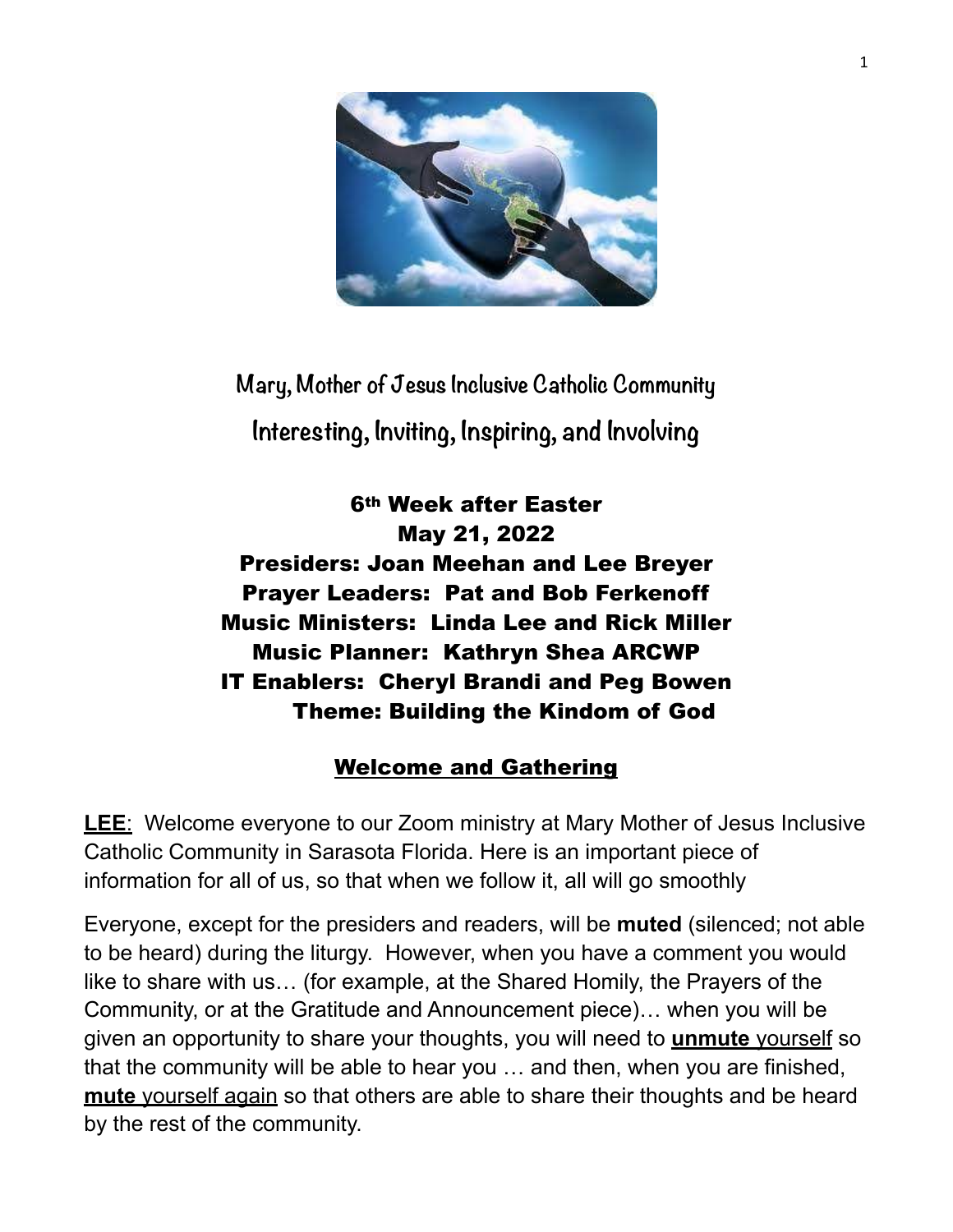# Mary, Mother of Jesus Inclusive Catholic Community

## Interesting, Inviting, Inspiring, and Involving

**6th Week after Easter**
**May 21, 2022**
**Presiders: Joan Meehan and Lee Breyer**
**Prayer Leaders: Pat and Bob Ferkenoff**
**Music Ministers: Linda Lee and Rick Miller**
**Music Planner: Kathryn Shea ARCWP**
**IT Enablers: Cheryl Brandi and Peg Bowen**
**Theme: Building the Kindom of God**

## Welcome and Gathering

**LEE**: Welcome everyone to our Zoom ministry at Mary Mother of Jesus Inclusive Catholic Community in Sarasota Florida. Here is an important piece of information for all of us, so that when we follow it, all will go smoothly

Everyone, except for the presiders and readers, will be **muted** (silenced; not able to be heard) during the liturgy. However, when you have a comment you would like to share with us… (for example, at the Shared Homily, the Prayers of the Community, or at the Gratitude and Announcement piece)… when you will be given an opportunity to share your thoughts, you will need to **unmute** yourself so that the community will be able to hear you … and then, when you are finished, **mute** yourself again so that others are able to share their thoughts and be heard by the rest of the community.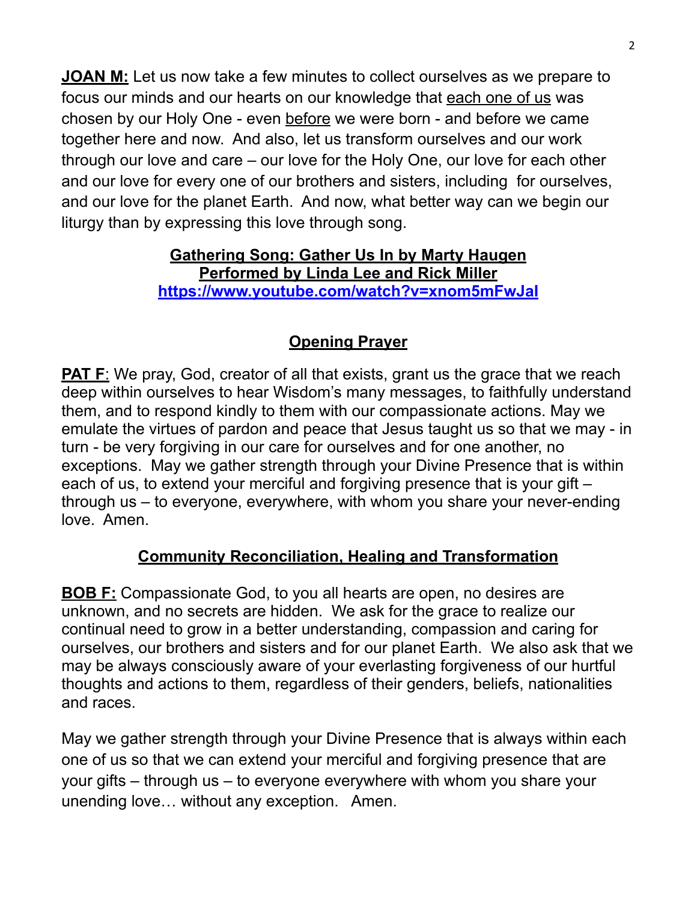**JOAN M:** Let us now take a few minutes to collect ourselves as we prepare to focus our minds and our hearts on our knowledge that each one of us was chosen by our Holy One - even before we were born - and before we came together here and now. And also, let us transform ourselves and our work through our love and care – our love for the Holy One, our love for each other and our love for every one of our brothers and sisters, including for ourselves, and our love for the planet Earth. And now, what better way can we begin our liturgy than by expressing this love through song.

**Gathering Song: Gather Us In by Marty Haugen**
**Performed by Linda Lee and Rick Miller**
**https://www.youtube.com/watch?v=xnom5mFwJaI**

## Opening Prayer

**PAT F**: We pray, God, creator of all that exists, grant us the grace that we reach deep within ourselves to hear Wisdom's many messages, to faithfully understand them, and to respond kindly to them with our compassionate actions. May we emulate the virtues of pardon and peace that Jesus taught us so that we may - in turn - be very forgiving in our care for ourselves and for one another, no exceptions. May we gather strength through your Divine Presence that is within each of us, to extend your merciful and forgiving presence that is your gift – through us – to everyone, everywhere, with whom you share your never-ending love. Amen.

## Community Reconciliation, Healing and Transformation

**BOB F:** Compassionate God, to you all hearts are open, no desires are unknown, and no secrets are hidden. We ask for the grace to realize our continual need to grow in a better understanding, compassion and caring for ourselves, our brothers and sisters and for our planet Earth. We also ask that we may be always consciously aware of your everlasting forgiveness of our hurtful thoughts and actions to them, regardless of their genders, beliefs, nationalities and races.

May we gather strength through your Divine Presence that is always within each one of us so that we can extend your merciful and forgiving presence that are your gifts – through us – to everyone everywhere with whom you share your unending love… without any exception. Amen.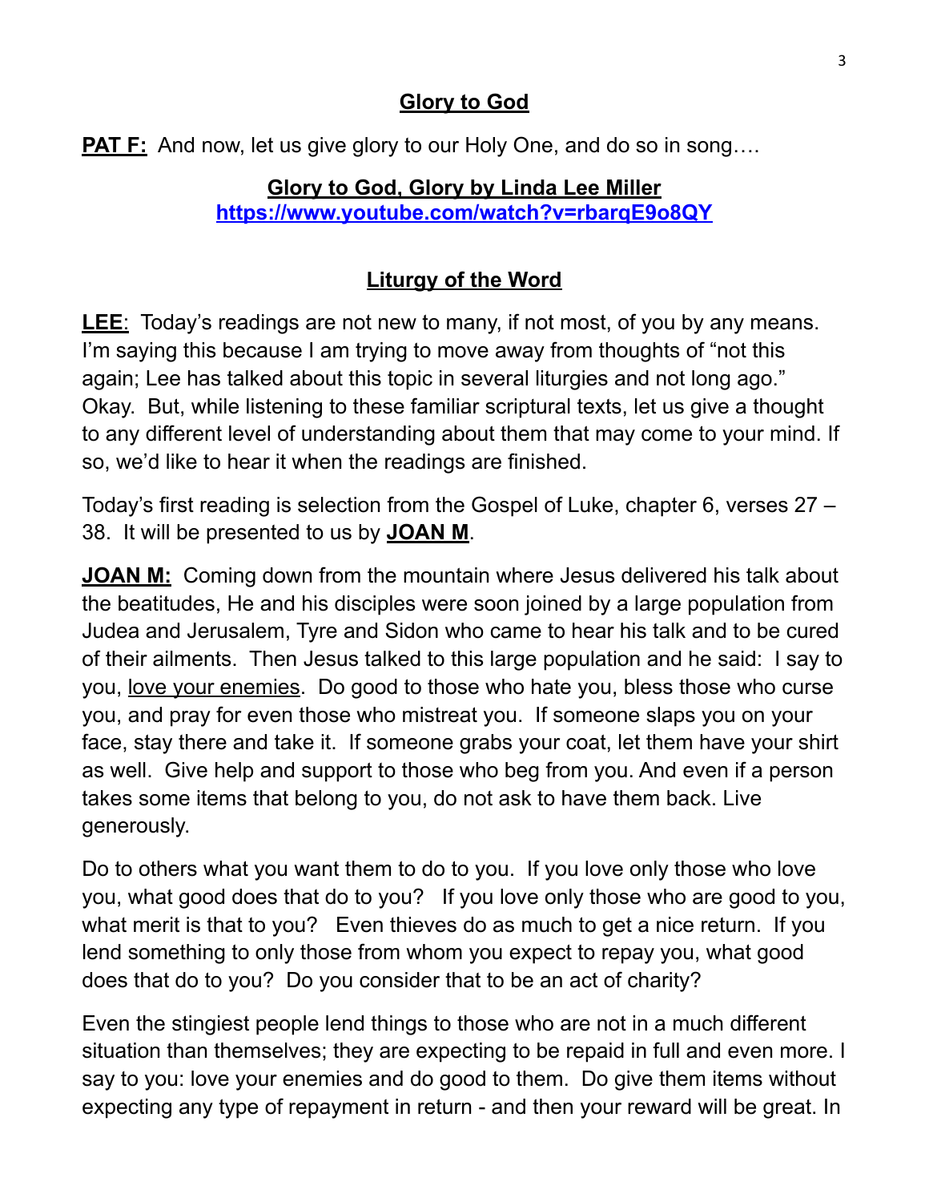## Glory to God

**PAT F:** And now, let us give glory to our Holy One, and do so in song….

**Glory to God, Glory by Linda Lee Miller**
**https://www.youtube.com/watch?v=rbarqE9o8QY**

## Liturgy of the Word

**LEE**: Today's readings are not new to many, if not most, of you by any means. I'm saying this because I am trying to move away from thoughts of "not this again; Lee has talked about this topic in several liturgies and not long ago." Okay. But, while listening to these familiar scriptural texts, let us give a thought to any different level of understanding about them that may come to your mind. If so, we'd like to hear it when the readings are finished.

Today's first reading is selection from the Gospel of Luke, chapter 6, verses 27 – 38. It will be presented to us by **JOAN M**.

**JOAN M:** Coming down from the mountain where Jesus delivered his talk about the beatitudes, He and his disciples were soon joined by a large population from Judea and Jerusalem, Tyre and Sidon who came to hear his talk and to be cured of their ailments. Then Jesus talked to this large population and he said: I say to you, love your enemies. Do good to those who hate you, bless those who curse you, and pray for even those who mistreat you. If someone slaps you on your face, stay there and take it. If someone grabs your coat, let them have your shirt as well. Give help and support to those who beg from you. And even if a person takes some items that belong to you, do not ask to have them back. Live generously.

Do to others what you want them to do to you. If you love only those who love you, what good does that do to you? If you love only those who are good to you, what merit is that to you? Even thieves do as much to get a nice return. If you lend something to only those from whom you expect to repay you, what good does that do to you? Do you consider that to be an act of charity?

Even the stingiest people lend things to those who are not in a much different situation than themselves; they are expecting to be repaid in full and even more. I say to you: love your enemies and do good to them. Do give them items without expecting any type of repayment in return - and then your reward will be great. In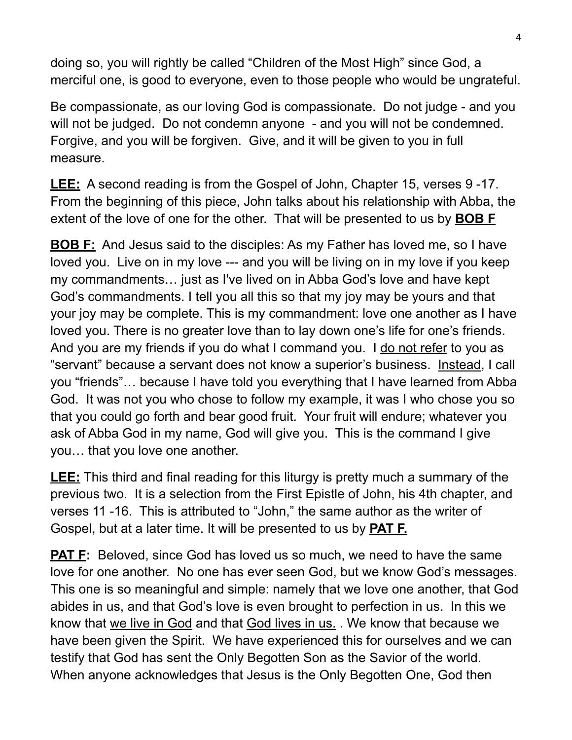doing so, you will rightly be called “Children of the Most High” since God, a merciful one, is good to everyone, even to those people who would be ungrateful.

Be compassionate, as our loving God is compassionate. Do not judge - and you will not be judged. Do not condemn anyone - and you will not be condemned. Forgive, and you will be forgiven. Give, and it will be given to you in full measure.

<u>**LEE:**</u> A second reading is from the Gospel of John, Chapter 15, verses 9 -17. From the beginning of this piece, John talks about his relationship with Abba, the extent of the love of one for the other. That will be presented to us by <u>**BOB F**</u>

<u>**BOB F:**</u> And Jesus said to the disciples: As my Father has loved me, so I have loved you. Live on in my love --- and you will be living on in my love if you keep my commandments… just as I've lived on in Abba God’s love and have kept God’s commandments. I tell you all this so that my joy may be yours and that your joy may be complete. This is my commandment: love one another as I have loved you. There is no greater love than to lay down one’s life for one’s friends. And you are my friends if you do what I command you. I <u>do not refer</u> to you as “servant” because a servant does not know a superior’s business. <u>Instead</u>, I call you “friends”… because I have told you everything that I have learned from Abba God. It was not you who chose to follow my example, it was I who chose you so that you could go forth and bear good fruit. Your fruit will endure; whatever you ask of Abba God in my name, God will give you. This is the command I give you… that you love one another.

<u>**LEE:**</u> This third and final reading for this liturgy is pretty much a summary of the previous two. It is a selection from the First Epistle of John, his 4th chapter, and verses 11 -16. This is attributed to “John,” the same author as the writer of Gospel, but at a later time. It will be presented to us by <u>**PAT F.**</u>

<u>**PAT F:**</u> Beloved, since God has loved us so much, we need to have the same love for one another. No one has ever seen God, but we know God’s messages. This one is so meaningful and simple: namely that we love one another, that God abides in us, and that God’s love is even brought to perfection in us. In this we know that <u>we live in God</u> and that <u>God lives in us.</u> . We know that because we have been given the Spirit. We have experienced this for ourselves and we can testify that God has sent the Only Begotten Son as the Savior of the world. When anyone acknowledges that Jesus is the Only Begotten One, God then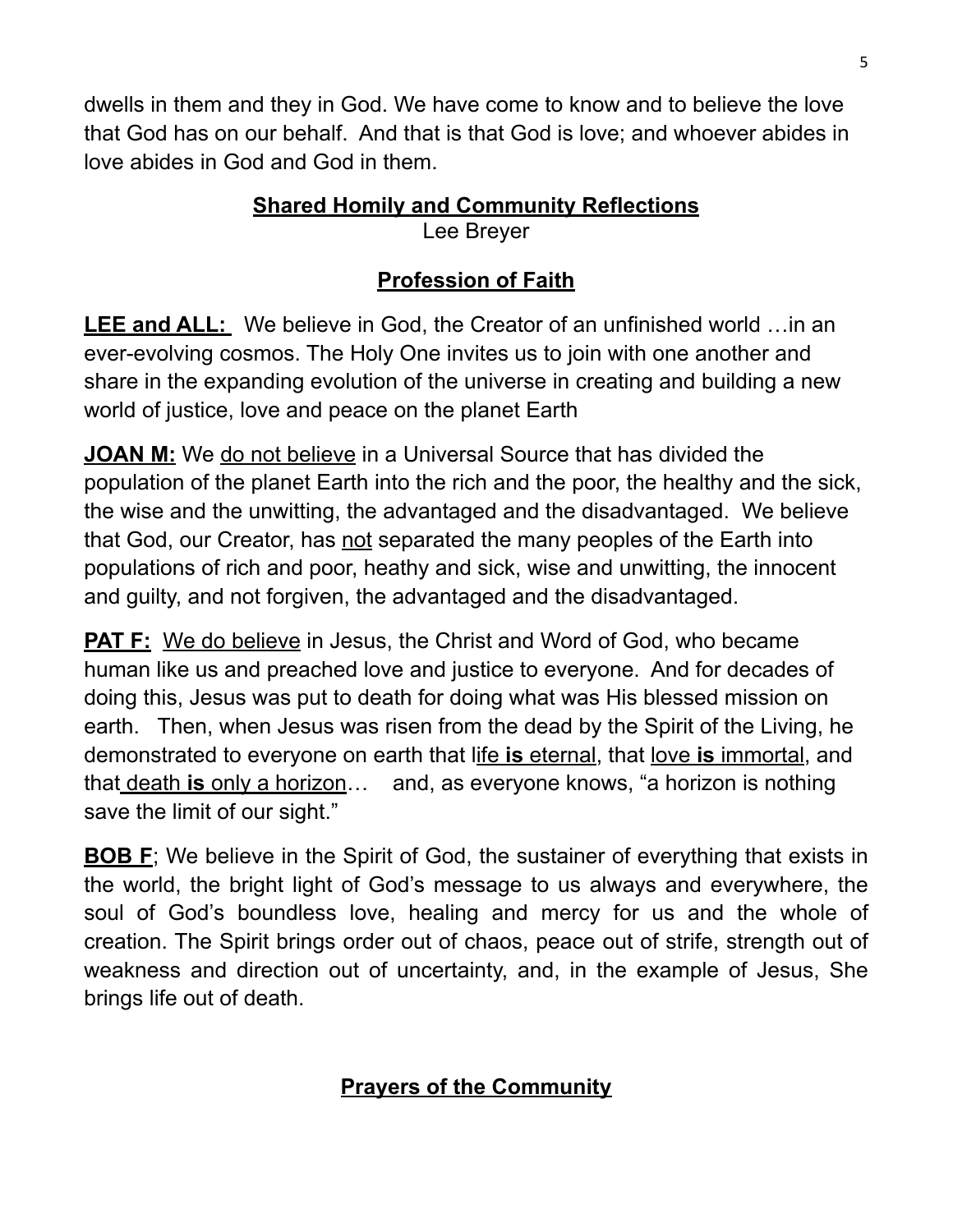dwells in them and they in God. We have come to know and to believe the love that God has on our behalf. And that is that God is love; and whoever abides in love abides in God and God in them.

## Shared Homily and Community Reflections

Lee Breyer

## Profession of Faith

**LEE and ALL:** We believe in God, the Creator of an unfinished world …in an ever-evolving cosmos. The Holy One invites us to join with one another and share in the expanding evolution of the universe in creating and building a new world of justice, love and peace on the planet Earth

**JOAN M:** We do not believe in a Universal Source that has divided the population of the planet Earth into the rich and the poor, the healthy and the sick, the wise and the unwitting, the advantaged and the disadvantaged. We believe that God, our Creator, has not separated the many peoples of the Earth into populations of rich and poor, heathy and sick, wise and unwitting, the innocent and guilty, and not forgiven, the advantaged and the disadvantaged.

**PAT F:** We do believe in Jesus, the Christ and Word of God, who became human like us and preached love and justice to everyone. And for decades of doing this, Jesus was put to death for doing what was His blessed mission on earth. Then, when Jesus was risen from the dead by the Spirit of the Living, he demonstrated to everyone on earth that life **is** eternal, that love **is** immortal, and that death **is** only a horizon… and, as everyone knows, "a horizon is nothing save the limit of our sight."

**BOB F**; We believe in the Spirit of God, the sustainer of everything that exists in the world, the bright light of God's message to us always and everywhere, the soul of God's boundless love, healing and mercy for us and the whole of creation. The Spirit brings order out of chaos, peace out of strife, strength out of weakness and direction out of uncertainty, and, in the example of Jesus, She brings life out of death.

## Prayers of the Community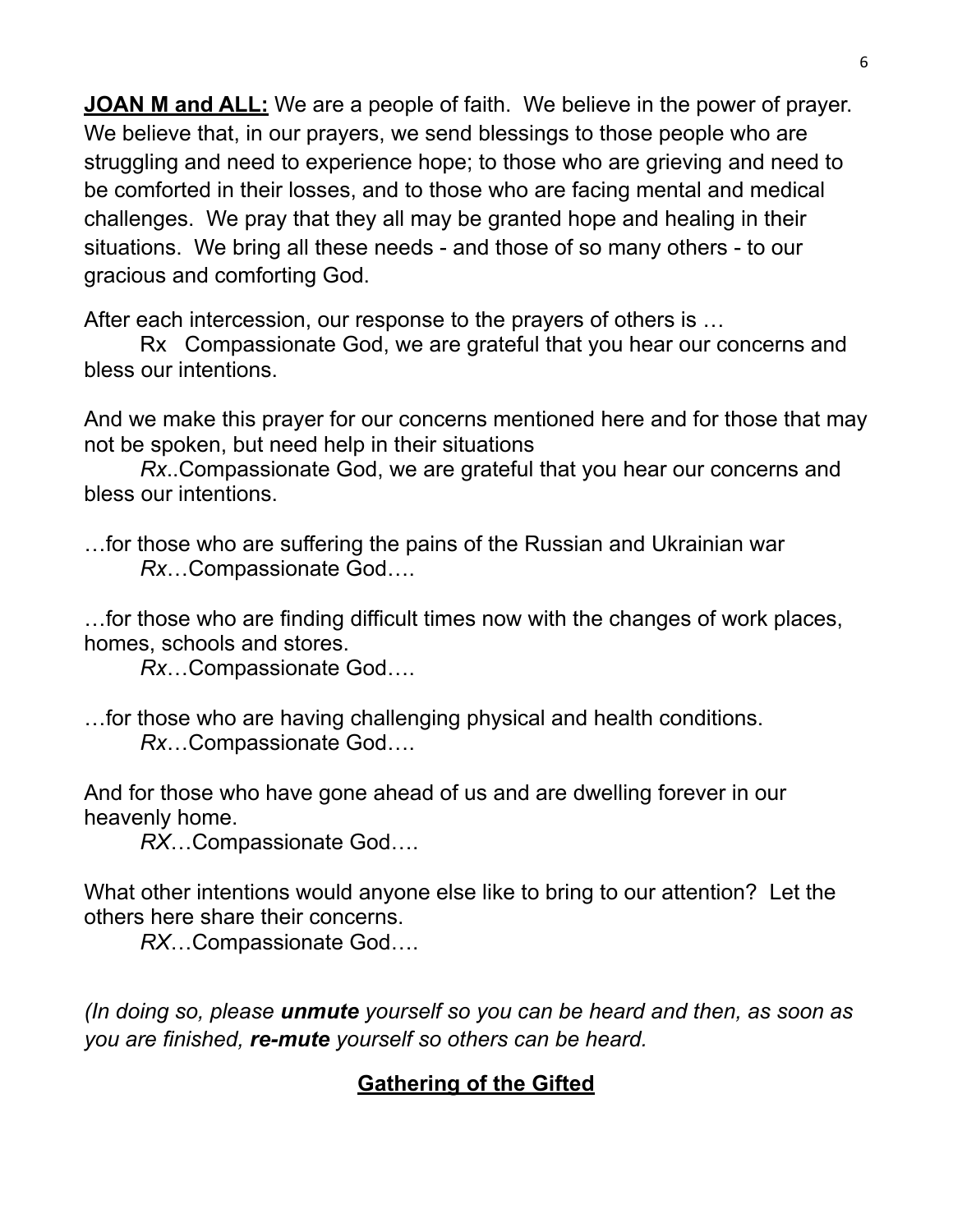**<u>JOAN M and ALL:</u>** We are a people of faith. We believe in the power of prayer. We believe that, in our prayers, we send blessings to those people who are struggling and need to experience hope; to those who are grieving and need to be comforted in their losses, and to those who are facing mental and medical challenges. We pray that they all may be granted hope and healing in their situations. We bring all these needs - and those of so many others - to our gracious and comforting God.

After each intercession, our response to the prayers of others is …

Rx Compassionate God, we are grateful that you hear our concerns and bless our intentions.

And we make this prayer for our concerns mentioned here and for those that may not be spoken, but need help in their situations

*Rx*..Compassionate God, we are grateful that you hear our concerns and bless our intentions.

…for those who are suffering the pains of the Russian and Ukrainian war
*Rx*…Compassionate God….

…for those who are finding difficult times now with the changes of work places, homes, schools and stores.
*Rx*…Compassionate God….

…for those who are having challenging physical and health conditions.
*Rx*…Compassionate God….

And for those who have gone ahead of us and are dwelling forever in our heavenly home.
*RX*…Compassionate God….

What other intentions would anyone else like to bring to our attention? Let the others here share their concerns.
*RX*…Compassionate God….

*(In doing so, please **unmute** yourself so you can be heard and then, as soon as you are finished, **re-mute** yourself so others can be heard.*

## <u>Gathering of the Gifted</u>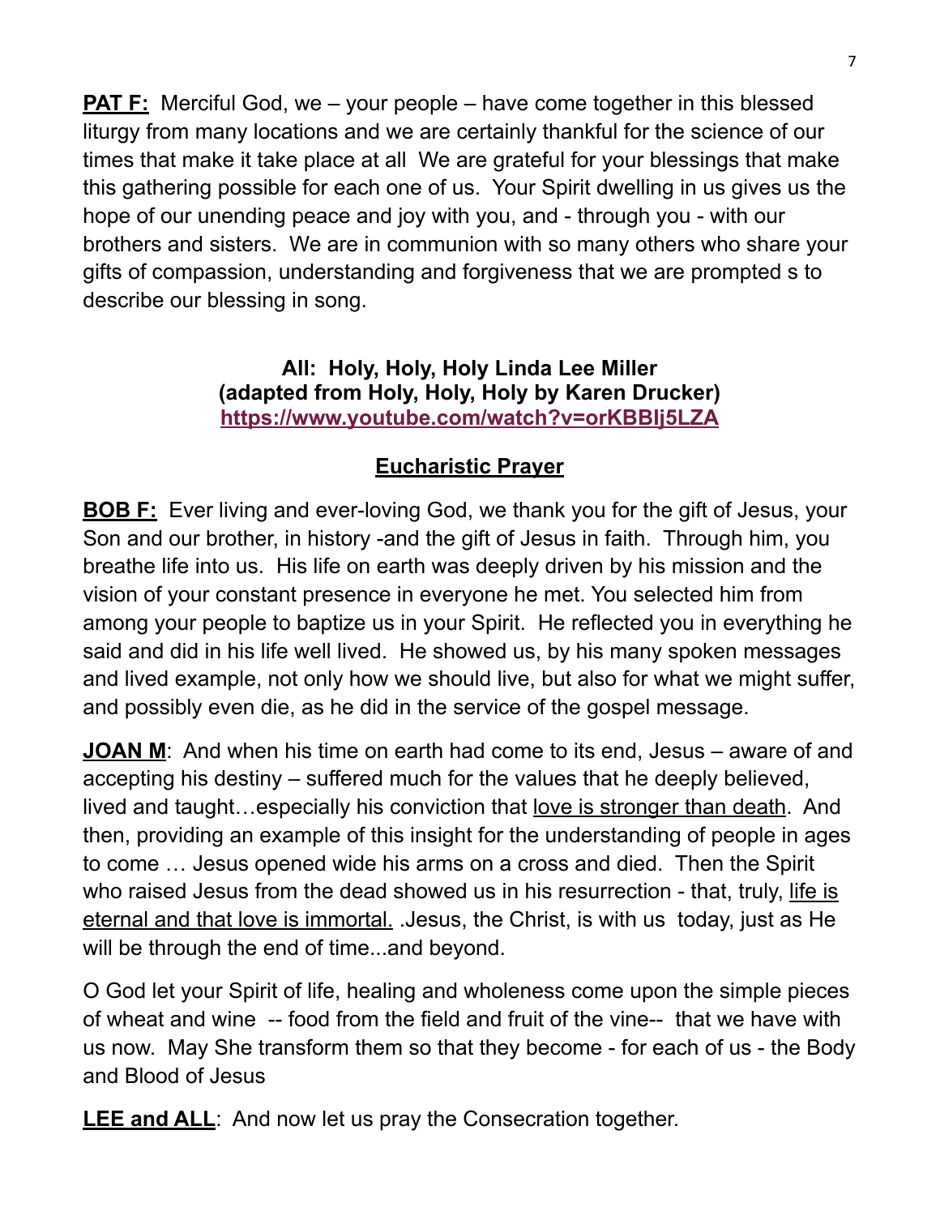**PAT F:** Merciful God, we – your people – have come together in this blessed liturgy from many locations and we are certainly thankful for the science of our times that make it take place at all We are grateful for your blessings that make this gathering possible for each one of us. Your Spirit dwelling in us gives us the hope of our unending peace and joy with you, and - through you - with our brothers and sisters. We are in communion with so many others who share your gifts of compassion, understanding and forgiveness that we are prompted s to describe our blessing in song.

**All: Holy, Holy, Holy Linda Lee Miller**
**(adapted from Holy, Holy, Holy by Karen Drucker)**
**https://www.youtube.com/watch?v=orKBBlj5LZA**

## Eucharistic Prayer

**BOB F:** Ever living and ever-loving God, we thank you for the gift of Jesus, your Son and our brother, in history -and the gift of Jesus in faith. Through him, you breathe life into us. His life on earth was deeply driven by his mission and the vision of your constant presence in everyone he met. You selected him from among your people to baptize us in your Spirit. He reflected you in everything he said and did in his life well lived. He showed us, by his many spoken messages and lived example, not only how we should live, but also for what we might suffer, and possibly even die, as he did in the service of the gospel message.

**JOAN M**: And when his time on earth had come to its end, Jesus – aware of and accepting his destiny – suffered much for the values that he deeply believed, lived and taught…especially his conviction that love is stronger than death. And then, providing an example of this insight for the understanding of people in ages to come … Jesus opened wide his arms on a cross and died. Then the Spirit who raised Jesus from the dead showed us in his resurrection - that, truly, life is eternal and that love is immortal. .Jesus, the Christ, is with us today, just as He will be through the end of time...and beyond.

O God let your Spirit of life, healing and wholeness come upon the simple pieces of wheat and wine -- food from the field and fruit of the vine-- that we have with us now. May She transform them so that they become - for each of us - the Body and Blood of Jesus

**LEE and ALL**: And now let us pray the Consecration together.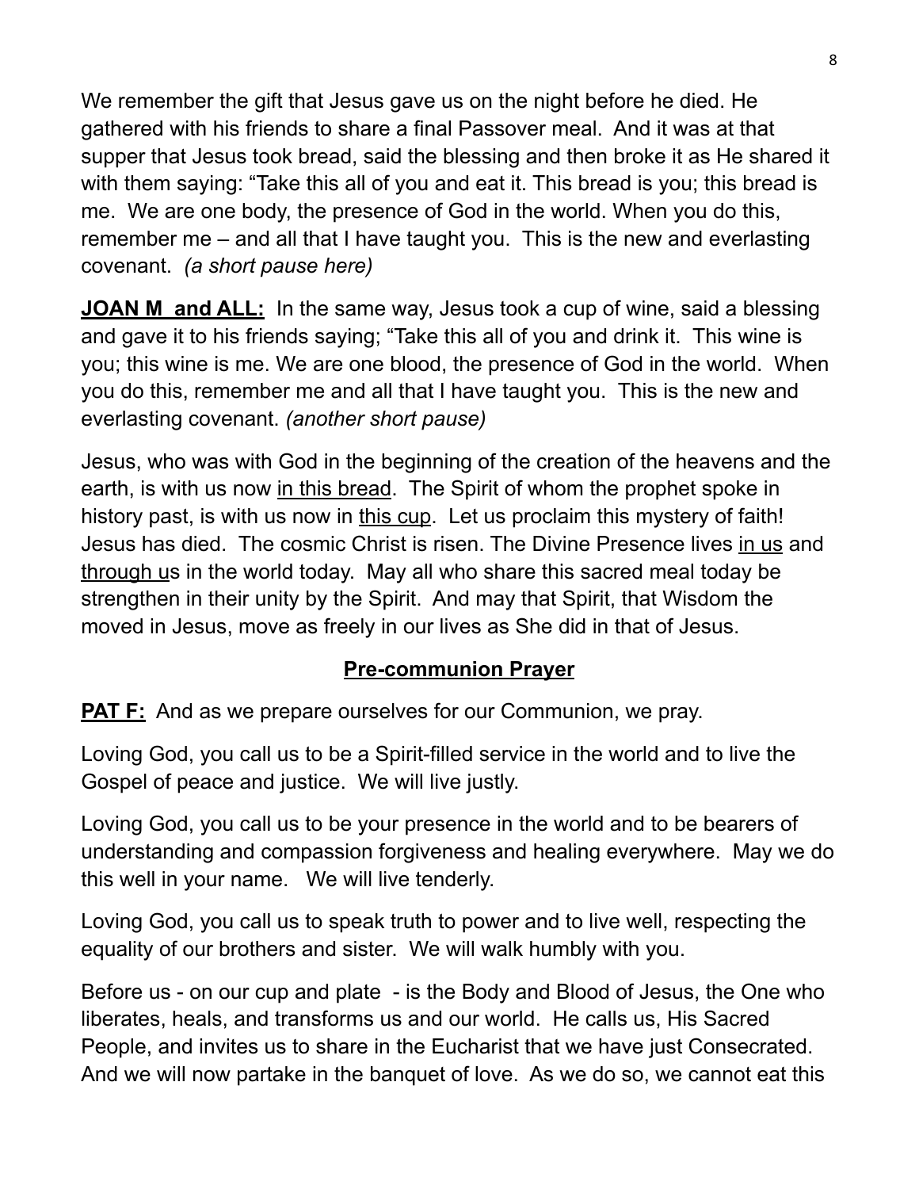We remember the gift that Jesus gave us on the night before he died. He gathered with his friends to share a final Passover meal. And it was at that supper that Jesus took bread, said the blessing and then broke it as He shared it with them saying: "Take this all of you and eat it. This bread is you; this bread is me. We are one body, the presence of God in the world. When you do this, remember me – and all that I have taught you. This is the new and everlasting covenant. *(a short pause here)*

**JOAN M and ALL:** In the same way, Jesus took a cup of wine, said a blessing and gave it to his friends saying; "Take this all of you and drink it. This wine is you; this wine is me. We are one blood, the presence of God in the world. When you do this, remember me and all that I have taught you. This is the new and everlasting covenant. *(another short pause)*

Jesus, who was with God in the beginning of the creation of the heavens and the earth, is with us now <u>in this bread</u>. The Spirit of whom the prophet spoke in history past, is with us now in <u>this cup</u>. Let us proclaim this mystery of faith! Jesus has died. The cosmic Christ is risen. The Divine Presence lives <u>in us</u> and <u>through u</u>s in the world today. May all who share this sacred meal today be strengthen in their unity by the Spirit. And may that Spirit, that Wisdom the moved in Jesus, move as freely in our lives as She did in that of Jesus.

## Pre-communion Prayer

**PAT F:** And as we prepare ourselves for our Communion, we pray.

Loving God, you call us to be a Spirit-filled service in the world and to live the Gospel of peace and justice. We will live justly.

Loving God, you call us to be your presence in the world and to be bearers of understanding and compassion forgiveness and healing everywhere. May we do this well in your name. We will live tenderly.

Loving God, you call us to speak truth to power and to live well, respecting the equality of our brothers and sister. We will walk humbly with you.

Before us - on our cup and plate - is the Body and Blood of Jesus, the One who liberates, heals, and transforms us and our world. He calls us, His Sacred People, and invites us to share in the Eucharist that we have just Consecrated. And we will now partake in the banquet of love. As we do so, we cannot eat this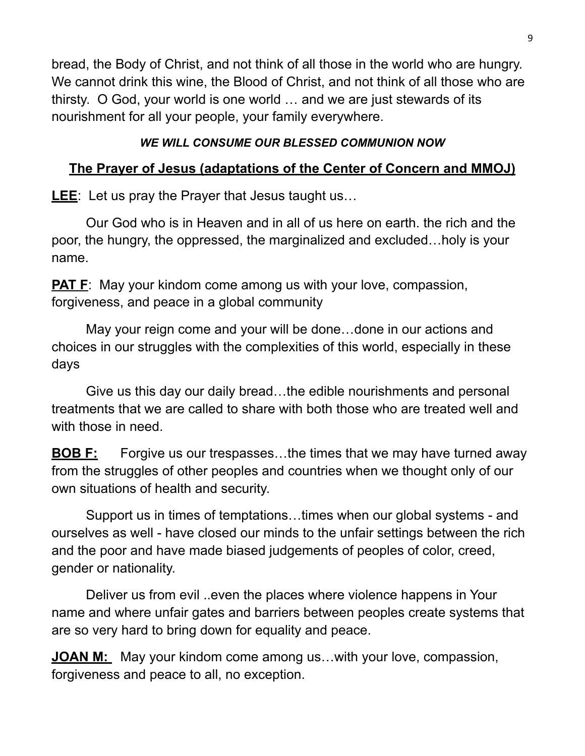bread, the Body of Christ, and not think of all those in the world who are hungry. We cannot drink this wine, the Blood of Christ, and not think of all those who are thirsty. O God, your world is one world … and we are just stewards of its nourishment for all your people, your family everywhere.

***WE WILL CONSUME OUR BLESSED COMMUNION NOW***

**<u>The Prayer of Jesus (adaptations of the Center of Concern and MMOJ)</u>**

**<u>LEE</u>**: Let us pray the Prayer that Jesus taught us…

Our God who is in Heaven and in all of us here on earth. the rich and the poor, the hungry, the oppressed, the marginalized and excluded…holy is your name.

**<u>PAT F</u>**: May your kindom come among us with your love, compassion, forgiveness, and peace in a global community

May your reign come and your will be done…done in our actions and choices in our struggles with the complexities of this world, especially in these days

Give us this day our daily bread…the edible nourishments and personal treatments that we are called to share with both those who are treated well and with those in need.

**<u>BOB F:</u>** Forgive us our trespasses…the times that we may have turned away from the struggles of other peoples and countries when we thought only of our own situations of health and security.

Support us in times of temptations…times when our global systems - and ourselves as well - have closed our minds to the unfair settings between the rich and the poor and have made biased judgements of peoples of color, creed, gender or nationality.

Deliver us from evil ..even the places where violence happens in Your name and where unfair gates and barriers between peoples create systems that are so very hard to bring down for equality and peace.

**<u>JOAN M:</u>** May your kindom come among us…with your love, compassion, forgiveness and peace to all, no exception.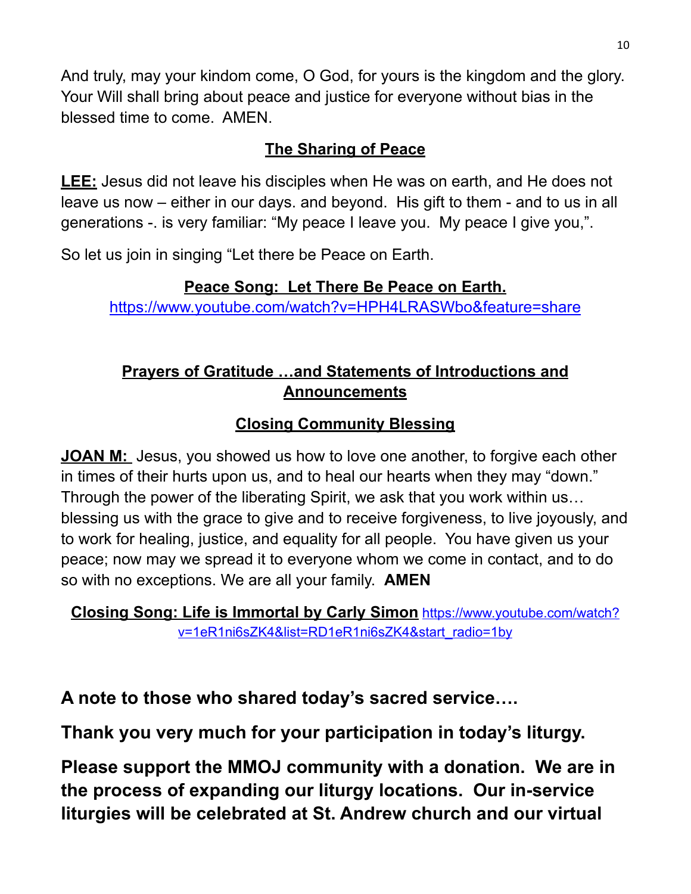And truly, may your kindom come, O God, for yours is the kingdom and the glory. Your Will shall bring about peace and justice for everyone without bias in the blessed time to come. AMEN.

## The Sharing of Peace

**LEE:** Jesus did not leave his disciples when He was on earth, and He does not leave us now – either in our days. and beyond. His gift to them - and to us in all generations -. is very familiar: "My peace I leave you. My peace I give you,".

So let us join in singing "Let there be Peace on Earth.

**Peace Song: Let There Be Peace on Earth.**
https://www.youtube.com/watch?v=HPH4LRASWbo&feature=share

## Prayers of Gratitude …and Statements of Introductions and Announcements

## Closing Community Blessing

**JOAN M:** Jesus, you showed us how to love one another, to forgive each other in times of their hurts upon us, and to heal our hearts when they may "down." Through the power of the liberating Spirit, we ask that you work within us… blessing us with the grace to give and to receive forgiveness, to live joyously, and to work for healing, justice, and equality for all people. You have given us your peace; now may we spread it to everyone whom we come in contact, and to do so with no exceptions. We are all your family. **AMEN**

**Closing Song: Life is Immortal by Carly Simon** https://www.youtube.com/watch?v=1eR1ni6sZK4&list=RD1eR1ni6sZK4&start_radio=1by

**A note to those who shared today's sacred service….**

**Thank you very much for your participation in today's liturgy.**

**Please support the MMOJ community with a donation. We are in the process of expanding our liturgy locations. Our in-service liturgies will be celebrated at St. Andrew church and our virtual**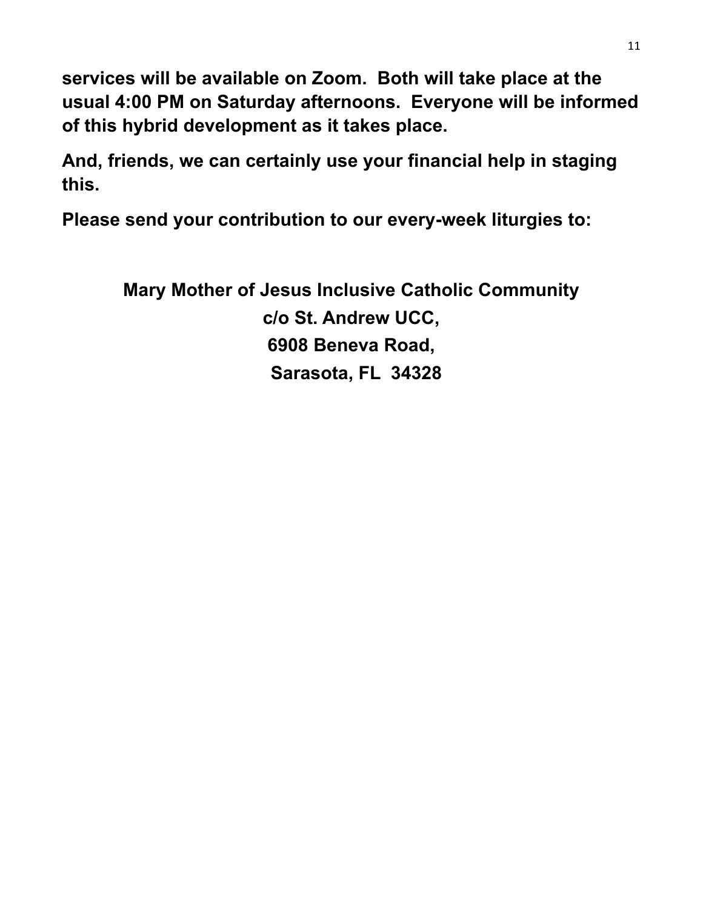**services will be available on Zoom. Both will take place at the usual 4:00 PM on Saturday afternoons. Everyone will be informed of this hybrid development as it takes place.**

**And, friends, we can certainly use your financial help in staging this.**

**Please send your contribution to our every-week liturgies to:**

**Mary Mother of Jesus Inclusive Catholic Community**
**c/o St. Andrew UCC,**
**6908 Beneva Road,**
**Sarasota, FL 34328**